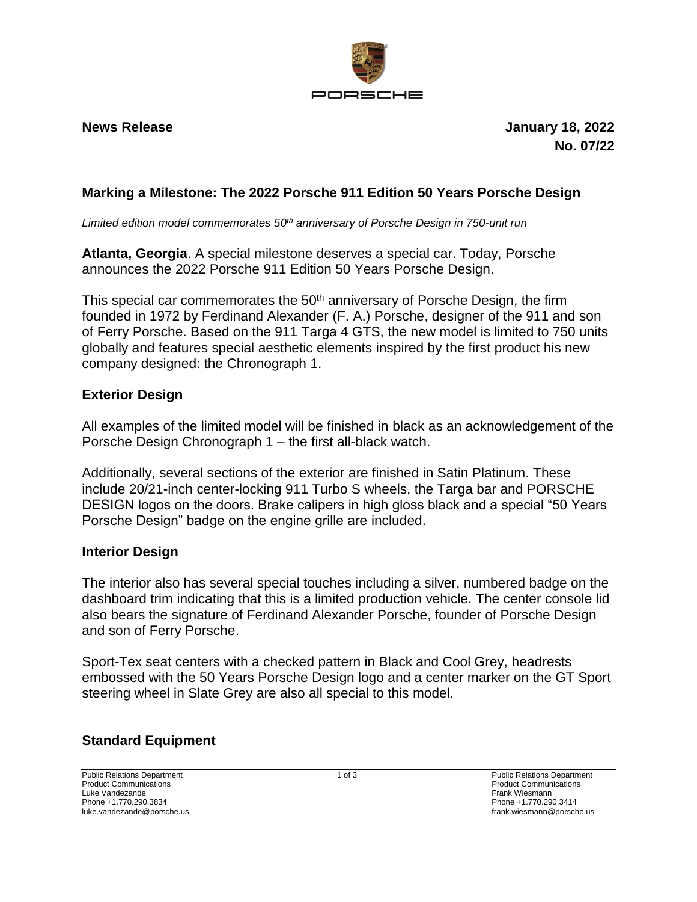**News Release** **January 18, 2022**
**No. 07/22**

## Marking a Milestone: The 2022 Porsche 911 Edition 50 Years Porsche Design

*Limited edition model commemorates 50th anniversary of Porsche Design in 750-unit run*

**Atlanta, Georgia**. A special milestone deserves a special car. Today, Porsche announces the 2022 Porsche 911 Edition 50 Years Porsche Design.

This special car commemorates the 50th anniversary of Porsche Design, the firm founded in 1972 by Ferdinand Alexander (F. A.) Porsche, designer of the 911 and son of Ferry Porsche. Based on the 911 Targa 4 GTS, the new model is limited to 750 units globally and features special aesthetic elements inspired by the first product his new company designed: the Chronograph 1.

### Exterior Design

All examples of the limited model will be finished in black as an acknowledgement of the Porsche Design Chronograph 1 – the first all-black watch.

Additionally, several sections of the exterior are finished in Satin Platinum. These include 20/21-inch center-locking 911 Turbo S wheels, the Targa bar and PORSCHE DESIGN logos on the doors. Brake calipers in high gloss black and a special "50 Years Porsche Design" badge on the engine grille are included.

### Interior Design

The interior also has several special touches including a silver, numbered badge on the dashboard trim indicating that this is a limited production vehicle. The center console lid also bears the signature of Ferdinand Alexander Porsche, founder of Porsche Design and son of Ferry Porsche.

Sport-Tex seat centers with a checked pattern in Black and Cool Grey, headrests embossed with the 50 Years Porsche Design logo and a center marker on the GT Sport steering wheel in Slate Grey are also all special to this model.

### Standard Equipment

Public Relations Department
Product Communications
Luke Vandezande
Phone +1.770.290.3834
luke.vandezande@porsche.us

Public Relations Department
Product Communications
Frank Wiesmann
Phone +1.770.290.3414
frank.wiesmann@porsche.us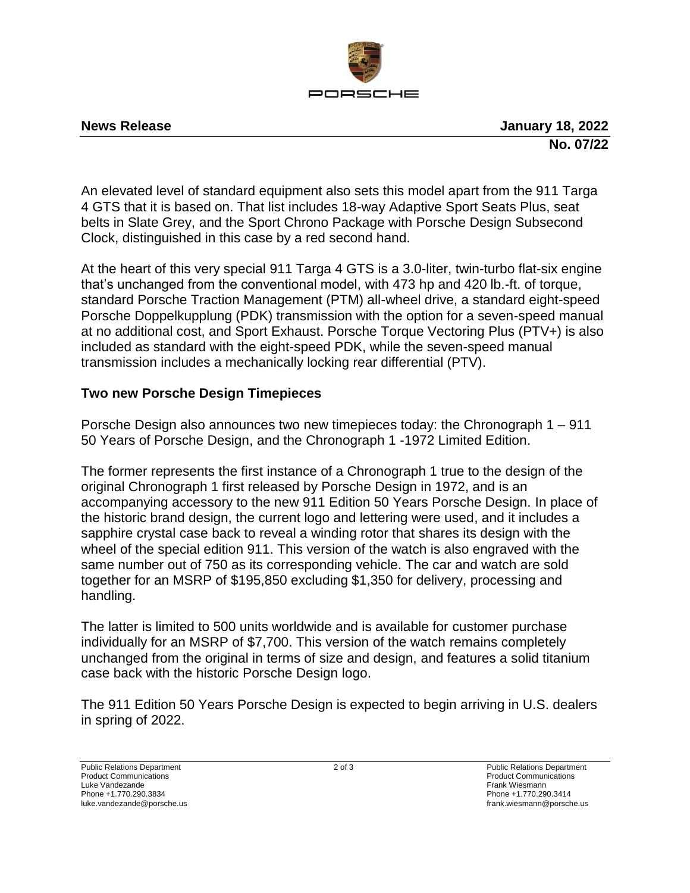An elevated level of standard equipment also sets this model apart from the 911 Targa 4 GTS that it is based on. That list includes 18-way Adaptive Sport Seats Plus, seat belts in Slate Grey, and the Sport Chrono Package with Porsche Design Subsecond Clock, distinguished in this case by a red second hand.

At the heart of this very special 911 Targa 4 GTS is a 3.0-liter, twin-turbo flat-six engine that's unchanged from the conventional model, with 473 hp and 420 lb.-ft. of torque, standard Porsche Traction Management (PTM) all-wheel drive, a standard eight-speed Porsche Doppelkupplung (PDK) transmission with the option for a seven-speed manual at no additional cost, and Sport Exhaust. Porsche Torque Vectoring Plus (PTV+) is also included as standard with the eight-speed PDK, while the seven-speed manual transmission includes a mechanically locking rear differential (PTV).

## Two new Porsche Design Timepieces

Porsche Design also announces two new timepieces today: the Chronograph 1 – 911 50 Years of Porsche Design, and the Chronograph 1 -1972 Limited Edition.

The former represents the first instance of a Chronograph 1 true to the design of the original Chronograph 1 first released by Porsche Design in 1972, and is an accompanying accessory to the new 911 Edition 50 Years Porsche Design. In place of the historic brand design, the current logo and lettering were used, and it includes a sapphire crystal case back to reveal a winding rotor that shares its design with the wheel of the special edition 911. This version of the watch is also engraved with the same number out of 750 as its corresponding vehicle. The car and watch are sold together for an MSRP of $195,850 excluding $1,350 for delivery, processing and handling.

The latter is limited to 500 units worldwide and is available for customer purchase individually for an MSRP of $7,700. This version of the watch remains completely unchanged from the original in terms of size and design, and features a solid titanium case back with the historic Porsche Design logo.

The 911 Edition 50 Years Porsche Design is expected to begin arriving in U.S. dealers in spring of 2022.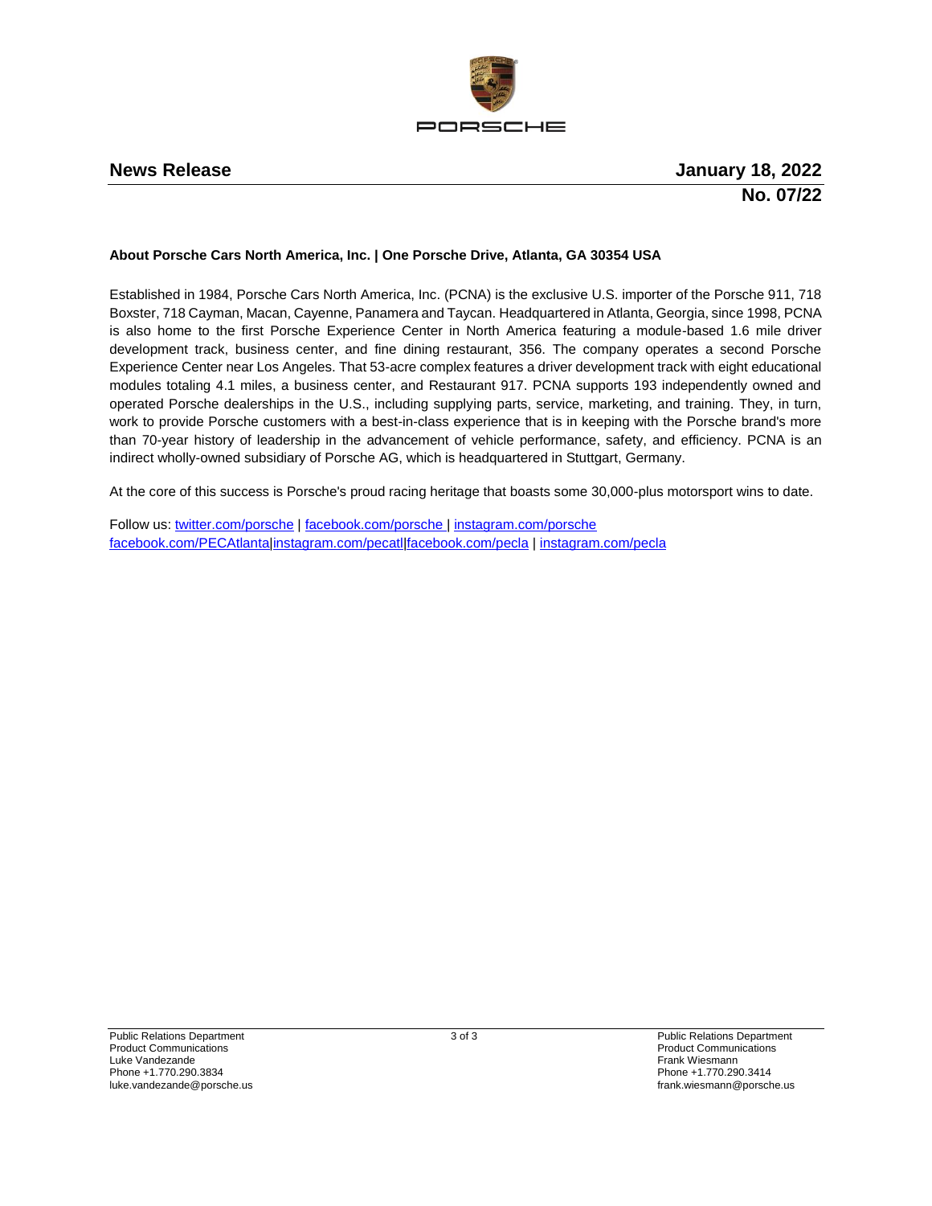**News Release** **January 18, 2022**
**No. 07/22**

**About Porsche Cars North America, Inc. | One Porsche Drive, Atlanta, GA 30354 USA**

Established in 1984, Porsche Cars North America, Inc. (PCNA) is the exclusive U.S. importer of the Porsche 911, 718 Boxster, 718 Cayman, Macan, Cayenne, Panamera and Taycan. Headquartered in Atlanta, Georgia, since 1998, PCNA is also home to the first Porsche Experience Center in North America featuring a module-based 1.6 mile driver development track, business center, and fine dining restaurant, 356. The company operates a second Porsche Experience Center near Los Angeles. That 53-acre complex features a driver development track with eight educational modules totaling 4.1 miles, a business center, and Restaurant 917. PCNA supports 193 independently owned and operated Porsche dealerships in the U.S., including supplying parts, service, marketing, and training. They, in turn, work to provide Porsche customers with a best-in-class experience that is in keeping with the Porsche brand's more than 70-year history of leadership in the advancement of vehicle performance, safety, and efficiency. PCNA is an indirect wholly-owned subsidiary of Porsche AG, which is headquartered in Stuttgart, Germany.

At the core of this success is Porsche's proud racing heritage that boasts some 30,000-plus motorsport wins to date.

Follow us: twitter.com/porsche | facebook.com/porsche | instagram.com/porsche
facebook.com/PECAtlanta|instagram.com/pecatl|facebook.com/pecla | instagram.com/pecla

Public Relations Department
Product Communications
Luke Vandezande
Phone +1.770.290.3834
luke.vandezande@porsche.us

Public Relations Department
Product Communications
Frank Wiesmann
Phone +1.770.290.3414
frank.wiesmann@porsche.us